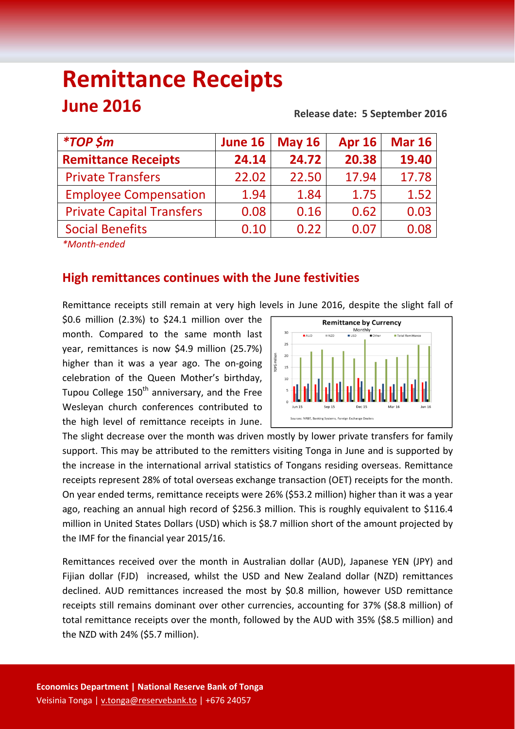# Remittance Receipts

## June 2016

**Release date: 5 September 2016**

| *TOP $m* | June 16 | May 16 | Apr 16 | Mar 16 |
|---|---|---|---|---|
| **Remittance Receipts** | **24.14** | **24.72** | **20.38** | **19.40** |
| Private Transfers | 22.02 | 22.50 | 17.94 | 17.78 |
| Employee Compensation | 1.94 | 1.84 | 1.75 | 1.52 |
| Private Capital Transfers | 0.08 | 0.16 | 0.62 | 0.03 |
| Social Benefits | 0.10 | 0.22 | 0.07 | 0.08 |

*Month-ended*

## High remittances continues with the June festivities

Remittance receipts still remain at very high levels in June 2016, despite the slight fall of $0.6 million (2.3%) to $24.1 million over the month. Compared to the same month last year, remittances is now $4.9 million (25.7%) higher than it was a year ago. The on-going celebration of the Queen Mother's birthday, Tupou College 150th anniversary, and the Free Wesleyan church conferences contributed to the high level of remittance receipts in June. The slight decrease over the month was driven mostly by lower private transfers for family support. This may be attributed to the remitters visiting Tonga in June and is supported by the increase in the international arrival statistics of Tongans residing overseas. Remittance receipts represent 28% of total overseas exchange transaction (OET) receipts for the month. On year ended terms, remittance receipts were 26% ($53.2 million) higher than it was a year ago, reaching an annual high record of $256.3 million. This is roughly equivalent to $116.4 million in United States Dollars (USD) which is $8.7 million short of the amount projected by the IMF for the financial year 2015/16.

Remittances received over the month in Australian dollar (AUD), Japanese YEN (JPY) and Fijian dollar (FJD) increased, whilst the USD and New Zealand dollar (NZD) remittances declined. AUD remittances increased the most by $0.8 million, however USD remittance receipts still remains dominant over other currencies, accounting for 37% ($8.8 million) of total remittance receipts over the month, followed by the AUD with 35% ($8.5 million) and the NZD with 24% ($5.7 million).

**Economics Department | National Reserve Bank of Tonga**
Veisinia Tonga | v.tonga@reservebank.to | +676 24057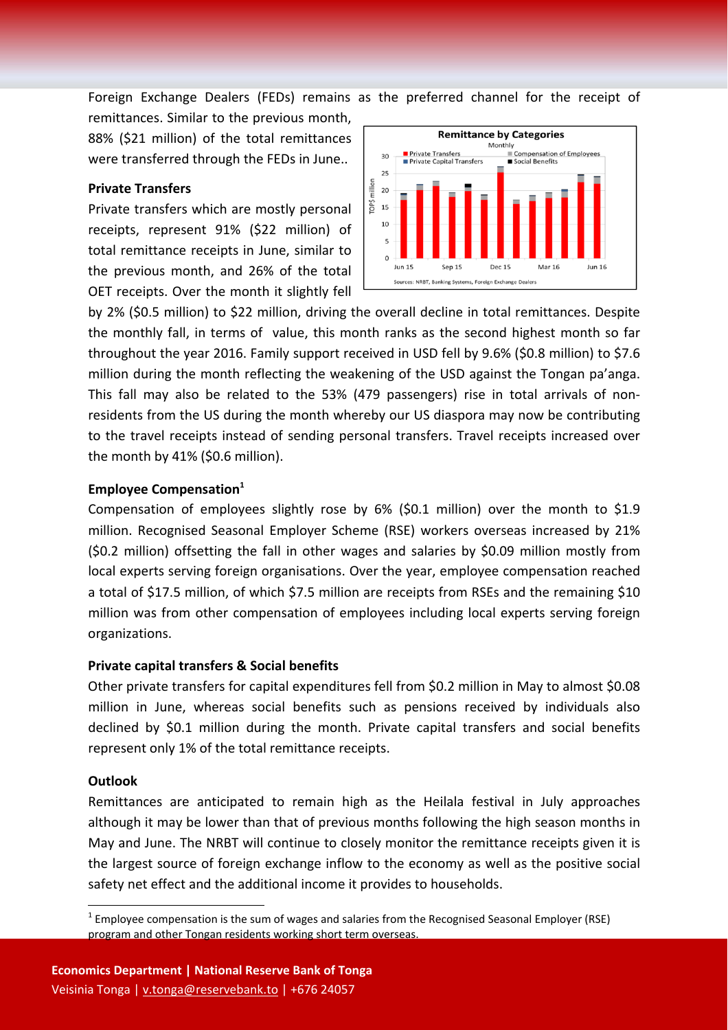Foreign Exchange Dealers (FEDs) remains as the preferred channel for the receipt of remittances. Similar to the previous month, 88% ($21 million) of the total remittances were transferred through the FEDs in June..

**Private Transfers**

Private transfers which are mostly personal receipts, represent 91% ($22 million) of total remittance receipts in June, similar to the previous month, and 26% of the total OET receipts. Over the month it slightly fell by 2% ($0.5 million) to $22 million, driving the overall decline in total remittances. Despite the monthly fall, in terms of value, this month ranks as the second highest month so far throughout the year 2016. Family support received in USD fell by 9.6% ($0.8 million) to $7.6 million during the month reflecting the weakening of the USD against the Tongan pa'anga. This fall may also be related to the 53% (479 passengers) rise in total arrivals of non-residents from the US during the month whereby our US diaspora may now be contributing to the travel receipts instead of sending personal transfers. Travel receipts increased over the month by 41% ($0.6 million).

**Employee Compensation[1]**

Compensation of employees slightly rose by 6% ($0.1 million) over the month to $1.9 million. Recognised Seasonal Employer Scheme (RSE) workers overseas increased by 21% ($0.2 million) offsetting the fall in other wages and salaries by $0.09 million mostly from local experts serving foreign organisations. Over the year, employee compensation reached a total of $17.5 million, of which $7.5 million are receipts from RSEs and the remaining $10 million was from other compensation of employees including local experts serving foreign organizations.

**Private capital transfers & Social benefits**

Other private transfers for capital expenditures fell from $0.2 million in May to almost $0.08 million in June, whereas social benefits such as pensions received by individuals also declined by $0.1 million during the month. Private capital transfers and social benefits represent only 1% of the total remittance receipts.

**Outlook**

Remittances are anticipated to remain high as the Heilala festival in July approaches although it may be lower than that of previous months following the high season months in May and June. The NRBT will continue to closely monitor the remittance receipts given it is the largest source of foreign exchange inflow to the economy as well as the positive social safety net effect and the additional income it provides to households.

[1] Employee compensation is the sum of wages and salaries from the Recognised Seasonal Employer (RSE) program and other Tongan residents working short term overseas.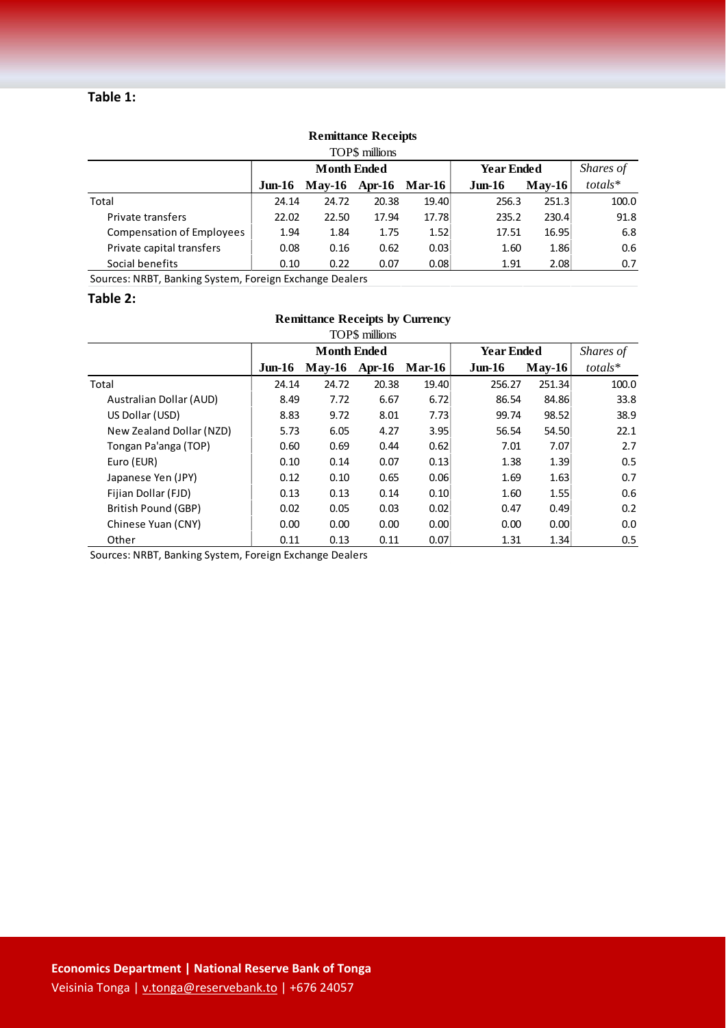**Table 1:**

**Remittance Receipts**

TOP$ millions

| | Month Ended | | | | Year Ended | | *Shares of* |
|---|---|---|---|---|---|---|---|
| | **Jun-16** | **May-16** | **Apr-16** | **Mar-16** | **Jun-16** | **May-16** | *totals** |
| Total | 24.14 | 24.72 | 20.38 | 19.40 | 256.3 | 251.3 | 100.0 |
| Private transfers | 22.02 | 22.50 | 17.94 | 17.78 | 235.2 | 230.4 | 91.8 |
| Compensation of Employees | 1.94 | 1.84 | 1.75 | 1.52 | 17.51 | 16.95 | 6.8 |
| Private capital transfers | 0.08 | 0.16 | 0.62 | 0.03 | 1.60 | 1.86 | 0.6 |
| Social benefits | 0.10 | 0.22 | 0.07 | 0.08 | 1.91 | 2.08 | 0.7 |

Sources: NRBT, Banking System, Foreign Exchange Dealers

**Table 2:**

**Remittance Receipts by Currency**

TOP$ millions

| | Month Ended | | | | Year Ended | | *Shares of* |
|---|---|---|---|---|---|---|---|
| | **Jun-16** | **May-16** | **Apr-16** | **Mar-16** | **Jun-16** | **May-16** | *totals** |
| Total | 24.14 | 24.72 | 20.38 | 19.40 | 256.27 | 251.34 | 100.0 |
| Australian Dollar (AUD) | 8.49 | 7.72 | 6.67 | 6.72 | 86.54 | 84.86 | 33.8 |
| US Dollar (USD) | 8.83 | 9.72 | 8.01 | 7.73 | 99.74 | 98.52 | 38.9 |
| New Zealand Dollar (NZD) | 5.73 | 6.05 | 4.27 | 3.95 | 56.54 | 54.50 | 22.1 |
| Tongan Pa'anga (TOP) | 0.60 | 0.69 | 0.44 | 0.62 | 7.01 | 7.07 | 2.7 |
| Euro (EUR) | 0.10 | 0.14 | 0.07 | 0.13 | 1.38 | 1.39 | 0.5 |
| Japanese Yen (JPY) | 0.12 | 0.10 | 0.65 | 0.06 | 1.69 | 1.63 | 0.7 |
| Fijian Dollar (FJD) | 0.13 | 0.13 | 0.14 | 0.10 | 1.60 | 1.55 | 0.6 |
| British Pound (GBP) | 0.02 | 0.05 | 0.03 | 0.02 | 0.47 | 0.49 | 0.2 |
| Chinese Yuan (CNY) | 0.00 | 0.00 | 0.00 | 0.00 | 0.00 | 0.00 | 0.0 |
| Other | 0.11 | 0.13 | 0.11 | 0.07 | 1.31 | 1.34 | 0.5 |

Sources: NRBT, Banking System, Foreign Exchange Dealers

**Economics Department | National Reserve Bank of Tonga**

Veisinia Tonga | v.tonga@reservebank.to | +676 24057